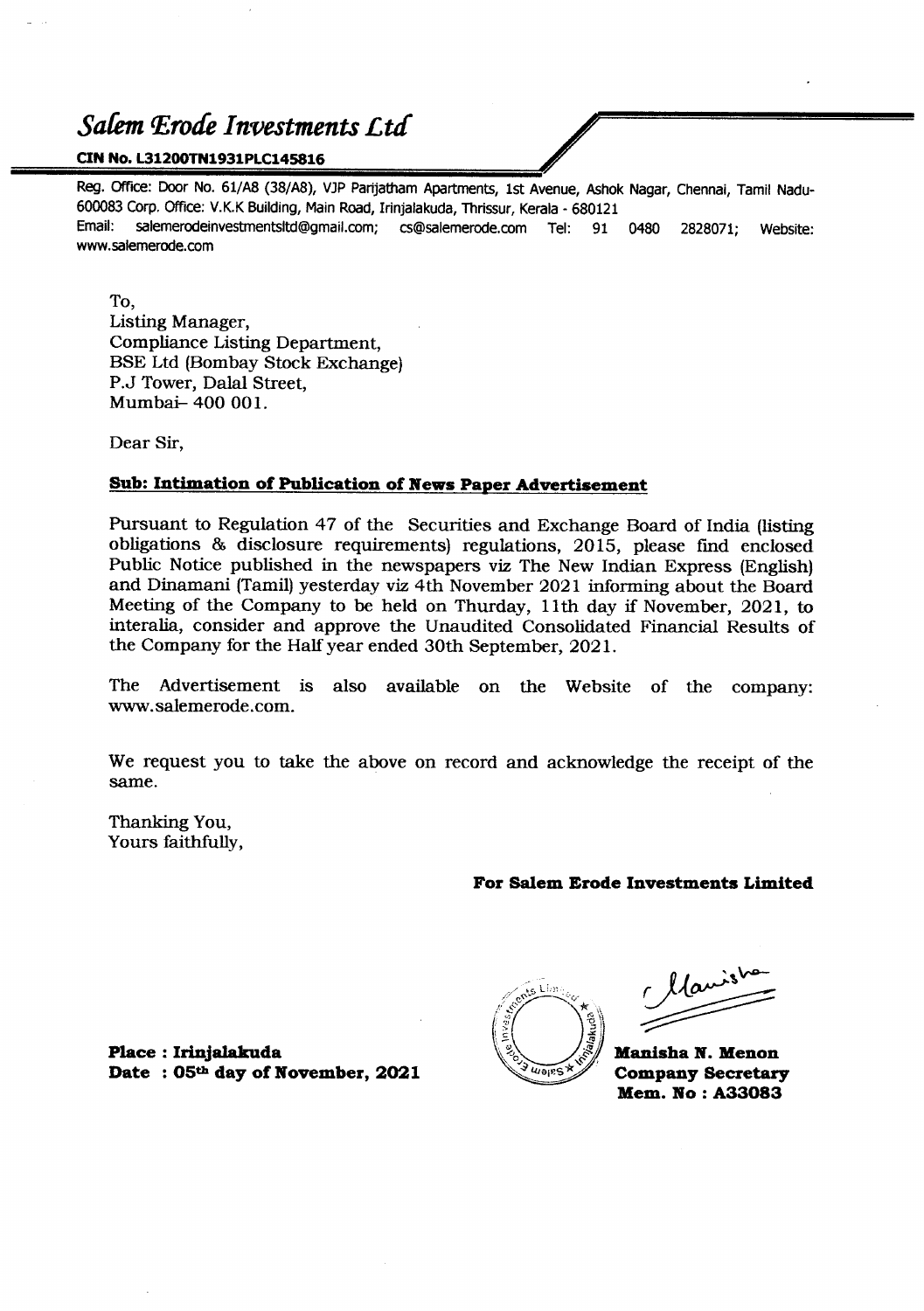# *Salem Erode Investments Ltd*

**CIN No. L31200TN1931PLC145816**

Reg. Office: Door No. 61/A8 (38/A8), VJP Parijatham Apartments, 1st Avenue, Ashok Nagar, Chennai, Tamil Nadu-600083 Corp. Office: V.K.K Building, Main Road, Irinjalakuda, Thrissur, Kerala - 680121
Email: salemerodeinvestmentsltd@gmail.com; cs@salemerode.com Tel: 91 0480 2828071; Website: www.salemerode.com

To,
Listing Manager,
Compliance Listing Department,
BSE Ltd (Bombay Stock Exchange)
P.J Tower, Dalal Street,
Mumbai– 400 001.

Dear Sir,

**Sub: Intimation of Publication of News Paper Advertisement**

Pursuant to Regulation 47 of the Securities and Exchange Board of India (listing obligations & disclosure requirements) regulations, 2015, please find enclosed Public Notice published in the newspapers viz The New Indian Express (English) and Dinamani (Tamil) yesterday viz 4th November 2021 informing about the Board Meeting of the Company to be held on Thurday, 11th day if November, 2021, to interalia, consider and approve the Unaudited Consolidated Financial Results of the Company for the Half year ended 30th September, 2021.

The Advertisement is also available on the Website of the company: www.salemerode.com.

We request you to take the above on record and acknowledge the receipt of the same.

Thanking You,
Yours faithfully,

**For Salem Erode Investments Limited**

**Place : Irinjalakuda**
**Date : 05th day of November, 2021**

**Manisha N. Menon**
**Company Secretary**
**Mem. No : A33083**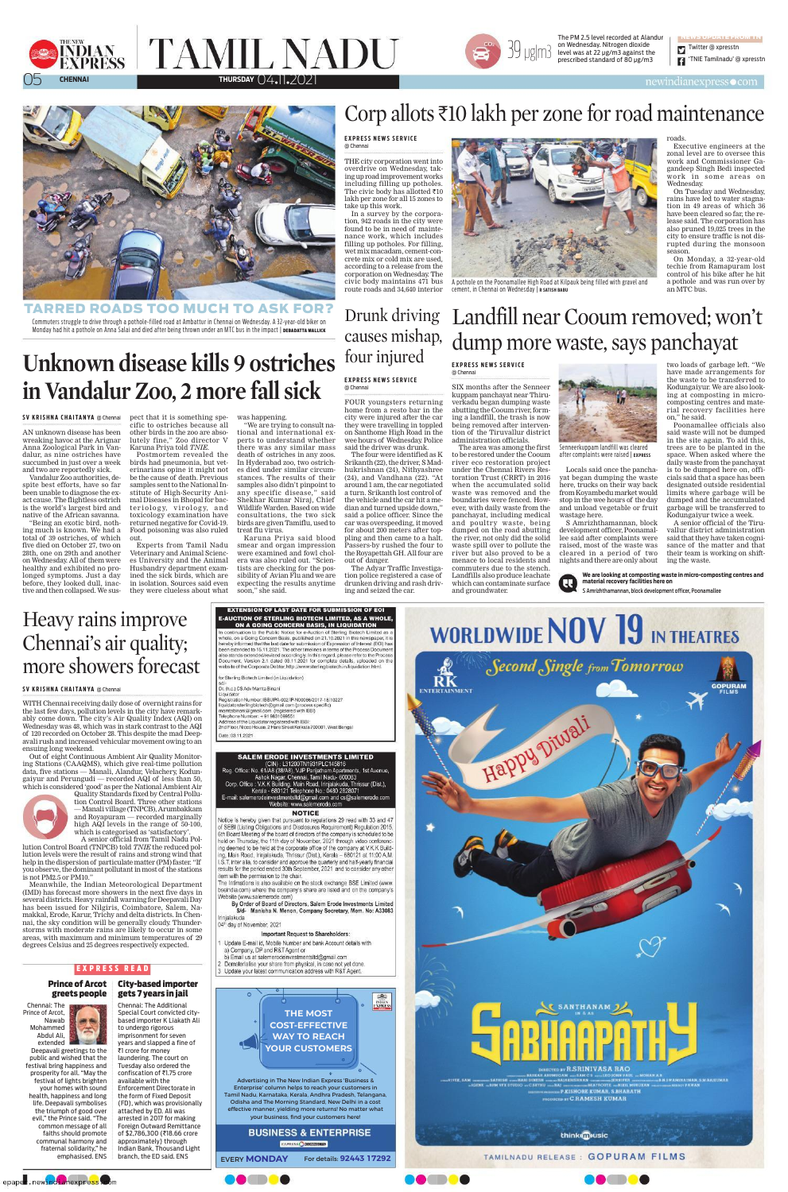# TAMIL NADU

The PM 2.5 level recorded at Alandur on Wednesday. Nitrogen dioxide level was at 22 μg/m3 against the prescribed standard of 80 μg/m3

39 μg/m3

## TARRED ROADS TOO MUCH TO ASK FOR?

Commuters struggle to drive through a pothole-filled road at Ambattur in Chennai on Wednesday. A 32-year-old biker on Monday had hit a pothole on Anna Salai and died after being thrown under an MTC bus in the impact | DEBADATTA MALLICK

# Corp allots ₹10 lakh per zone for road maintenance

EXPRESS NEWS SERVICE @ Chennai

THE city corporation went into overdrive on Wednesday, taking up road improvement works including filling up potholes. The civic body has allotted ₹10 lakh per zone for all 15 zones to take up this work.

In a survey by the corporation, 942 roads in the city were found to be in need of maintenance work, which includes filling up potholes. For filling, wet mix macadam, cement-concrete mix or cold mix are used, according to a release from the corporation on Wednesday. The civic body maintains 471 bus route roads and 34,640 interior roads.

A pothole on the Poonamallee High Road at Kilpauk being filled with gravel and cement, in Chennai on Wednesday | SATISH BABU

Executive engineers at the zonal level are to oversee this work and Commissioner Gagandeep Singh Bedi inspected work in some areas on Wednesday.

On Tuesday and Wednesday, rains have led to water stagnation in 49 areas of which 36 have been cleared so far, the release said. The corporation has also pruned 19,025 trees in the city to ensure traffic is not disrupted during the monsoon season.

On Monday, a 32-year-old techie from Ramapuram lost control of his bike after he hit a pothole and was run over by an MTC bus.

# Unknown disease kills 9 ostriches in Vandalur Zoo, 2 more fall sick

SV KRISHNA CHAITANYA @ Chennai

AN unknown disease has been wreaking havoc at the Arignar Anna Zoological Park in Vandalur, as nine ostriches have succumbed in just over a week and two are reportedly sick.

Vandalur Zoo authorities, despite best efforts, have so far been unable to diagnose the exact cause. The flightless ostrich is the world's largest bird and native of the African savanna.

"Being an exotic bird, nothing much is known. We had a total of 39 ostriches, of which five died on October 27, two on 28th, one on 29th and another on Wednesday. All of them were healthy and exhibited no prolonged symptoms. Just a day before, they looked dull, inactive and then collapsed. We suspect that it is something specific to ostriches because all other birds in the zoo are absolutely fine," Zoo director V Karuna Priya told *TNIE*.

Postmortem revealed the birds had pneumonia, but veterinarians opine it might not be the cause of death. Previous samples sent to the National Institute of High-Security Animal Diseases in Bhopal for bacteriology, virology, and toxicology examination have returned negative for Covid-19. Food poisoning was also ruled out.

Experts from Tamil Nadu Veterinary and Animal Sciences University and the Animal Husbandry department examined the sick birds, which are in isolation. Sources said even they were clueless about what was happening.

"We are trying to consult national and international experts to understand whether there was any similar mass death of ostriches in any zoos. In Hyderabad zoo, two ostriches died under similar circumstances. The results of their samples also didn't pinpoint to any specific disease," said Shekhar Kumar Niraj, Chief Wildlife Warden. Based on wide consultations, the two sick birds are given Tamiflu, used to treat flu virus.

Karuna Priya said blood smear and organ impression were examined and fowl cholera was also ruled out. "Scientists are checking for the possibility of Avian Flu and we are expecting the results anytime soon," she said.

# Drunk driving causes mishap, four injured

EXPRESS NEWS SERVICE @ Chennai

FOUR youngsters returning home from a resto bar in the city were injured after the car they were travelling in toppled on Santhome High Road in the wee hours of Wednesday. Police said the driver was drunk.

The four were identified as K Srikanth (22), the driver, S Madhukrishnan (24), Nithyashree (24), and Vandhana (22). "At around 1 am, the car negotiated a turn. Srikanth lost control of the vehicle and the car hit a median and turned upside down," said a police officer. Since the car was overspeeding, it moved for about 20 meters after toppling and then came to a halt. Passers-by rushed the four to the Royapettah GH. All four are out of danger.

The Adyar Traffic Investigation police registered a case of drunken driving and rash driving and seized the car.

# Landfill near Cooum removed; won't dump more waste, says panchayat

EXPRESS NEWS SERVICE @ Chennai

SIX months after the Senneer kuppam panchayat near Thiruverkadu began dumping waste abutting the Cooum river, forming a landfill, the trash is now being removed after intervention of the Tiruvallur district administration officials.

The area was among the first to be restored under the Cooum river eco restoration project under the Chennai Rivers Restoration Trust (CRRT) in 2016 when the accumulated solid waste was removed and the boundaries were fenced. However, with daily waste from the panchayat, including medical and poultry waste, being dumped on the road abutting the river, not only did the solid waste spill over to pollute the river but also proved to be a menace to local residents and commuters due to the stench. Landfills also produce leachate which can contaminate surface and groundwater.

Senneerkuppam landfill was cleared after complaints were raised | EXPRESS

Locals said once the panchayat began dumping the waste here, trucks on their way back from Koyambedu market would stop in the wee hours of the day and unload vegetable or fruit wastage here.

S Amrizhthamannan, block development officer, Poonamallee said after complaints were raised, most of the waste was cleared in a period of two nights and there are only about two loads of garbage left. "We have made arrangements for the waste to be transferred to Kodungaiyur. We are also looking at composting in micro-composting centres and material recovery facilities here on," he said.

Poonamallee officials also said waste will not be dumped in the site again. To aid this, trees are to be planted in the space. When asked where the daily waste from the panchayat is to be dumped here on, officials said that a space has been designated outside residential limits where garbage will be dumped and the accumulated garbage will be transferred to Kodungaiyur twice a week.

A senior official of the Tiruvallur district administration said that they have taken cognisance of the matter and that their team is working on shifting the waste.

> We are looking at composting waste in micro-composting centres and material recovery facilities here on
>
> S Amrizhthamannan, block development officer, Poonamallee

# Heavy rains improve Chennai's air quality; more showers forecast

SV KRISHNA CHAITANYA @ Chennai

WITH Chennai receiving daily dose of overnight rains for the last few days, pollution levels in the city have remarkably come down. The city's Air Quality Index (AQI) on Wednesday was 48, which was in stark contrast to the AQI of 120 recorded on October 28. This despite the mad Deepavali rush and increased vehicular movement owing to an ensuing long weekend.

Out of eight Continuous Ambient Air Quality Monitoring Stations (CAAQMS), which give real-time pollution data, five stations — Manali, Alandur, Velachery, Kodungaiyur and Perungudi — recorded AQI of less than 50, which is considered 'good' as per the National Ambient Air Quality Standards fixed by Central Pollution Control Board. Three other stations — Manali village (TNPCB), Arumbakkam and Royapuram — recorded marginally high AQI levels in the range of 50-100, which is categorised as 'satisfactory'.

A senior official from Tamil Nadu Pollution Control Board (TNPCB) told *TNIE* the reduced pollution levels were the result of rains and strong wind that help in the dispersion of particulate matter (PM) faster. "If you observe, the dominant pollutant in most of the stations is not PM2.5 or PM10."

Meanwhile, the Indian Meteorological Department (IMD) has forecast more showers in the next five days in several districts. Heavy rainfall warning for Deepavali Day has been issued for Nilgiris, Coimbatore, Salem, Namakkal, Erode, Karur, Trichy and delta districts. In Chennai, the sky condition will be generally cloudy. Thunderstorms with moderate rains are likely to occur in some areas, with maximum and minimum temperatures of 29 degrees Celsius and 25 degrees respectively expected.

## EXPRESS READ

### Prince of Arcot greets people

Chennai: The Prince of Arcot, Nawab Mohammed Abdul Ali, extended Deepavali greetings to the public and wished that the festival bring happiness and prosperity for all. "May the festival of lights brighten your homes with sound health, happiness and long life. Deepavali symbolises the triumph of good over evil," the Prince said. "The common message of all faiths should promote communal harmony and fraternal solidarity," he emphasised. ENS

### City-based importer gets 7 years in jail

Chennai: The Additional Special Court convicted city-based importer K Liakath Ali to undergo rigorous imprisonment for seven years and slapped a fine of ₹1 crore for money laundering. The court on Tuesday also ordered the confiscation of ₹1.75 crore available with the Enforcement Directorate in the form of Fixed Deposit (FD), which was provisionally attached by ED. Ali was arrested in 2017 for making Foreign Outward Remittance of $2,786,300 (₹18.66 crore approximately) through Indian Bank, Thousand Light branch, the ED said. ENS

**EXTENSION OF LAST DATE FOR SUBMISSION OF EOI E-AUCTION OF STERLING BIOTECH LIMITED, AS A WHOLE, ON A GOING CONCERN BASIS, IN LIQUIDATION**

In continuation to the Public Notice for e-Auction of Sterling Biotech Limited as a whole, on a Going Concern Basis, published on 21.10.2021 in this newspaper, it is hereby informed that the last date for submission of Expression of Interest (EOI) has been extended to 15.11.2021. The other timelines in terms of the Process Document also stands extended/revised accordingly. In this regard, please refer to the Process Document, Version 2.1 dated 03.11.2021 for complete details, uploaded on the website of the Corporate Debtor: http://www.sterlingbiotech.in/liquidation.html

for Sterling Biotech Limited (in Liquidation)
Sd/-
Dr. (h.c.) CS Adv Mamta Binani
Liquidator
Registration Number: IBBI/IPA-002/IP-N00086/2017-18/10227
liquidatorsterlingbiotech@gmail.com (process specific)
mamtabinani@gmail.com (registered with IBBI)
Telephone Number: + 91 9831099551
Address of the Liquidator registered with IBBI:
2nd Floor, Nicco House, 2 Hare Street Kolkata 700001, West Bengal
Date: 03.11.2021

**SALEM ERODE INVESTMENTS LIMITED**
(CIN) : L31200TN1931PLC145816
Reg. Office: No. 61/A8 (38/A8), VJP Parijatham Apartments, 1st Avenue, Ashok Nagar, Chennai, Tamil Nadu- 600083
Corp. Office: V.K.K Building, Main Road, Irinjalakuda, Thrissur (Dist.), Kerala - 680121 Telephone No.: 0480 2828071
E-mail: salemerodeinvestmentsltd@gmail.com and cs@salemerode.com
Website: www.salemerode.com

**NOTICE**

Notice is hereby given that pursuant to regulations 29 read with 33 and 47 of SEBI (Listing Obligations and Disclosures Requirement) Regulation 2015, 6th Board Meeting of the board of directors of the company is scheduled to be held on Thursday, the 11th day of November, 2021 through video conferencing deemed to be held at the corporate office of the company at V.K.K Building, Main Road, Irinjalakuda, Thrissur (Dist.), Kerala – 680121 at 11:00 A.M I.S.T. inter alia, to consider and approve the quarterly and half-yearly financial results for the period ended 30th September, 2021 and to consider any other item with the permission to the chair.

The Intimations is also available on the stock exchange BSE Limited (www.bseindia.com) where the company's shares are listed and on the company's Website (www.salemerode.com)

By Order of Board of Directors, Salem Erode Investments Limited
Sd/- Manisha N. Menon, Company Secretary, Mem. No: A33083
Irinjalakuda
04th day of November, 2021

Important Request to Shareholders:
1. Update E-mail id, Mobile Number and bank Account details with
a) Company, DP and R&T Agent or
b) Email us at salemerodeinvestmentsltd@gmail.com
2. Dematerialise your share from physical, in case not yet done.
3. Update your latest communication address with R&T Agent.

**THE MOST COST-EFFECTIVE WAY TO REACH YOUR CUSTOMERS**

Advertising in The New Indian Express 'Business & Enterprise' column helps to reach your customers in Tamil Nadu, Karnataka, Kerala, Andhra Pradesh, Telangana, Odisha and The Morning Standard, New Delhi in a cost effective manner, yielding more returns! No matter what your business, find your customers here!

**BUSINESS & ENTERPRISE**

EVERY MONDAY — For details: 92443 17292

**WORLDWIDE NOV 19 IN THEATRES**

Second Single from Tomorrow

RK ENTERTAINMENT — GOPURAM FILMS

Happy Diwali

SANTHANAM IN & AS **SABHAAPATHY**

DIRECTED BY R.SRINIVASA RAO
PRODUCED BY C.RAMESH KUMAR

think music

TAMILNADU RELEASE : GOPURAM FILMS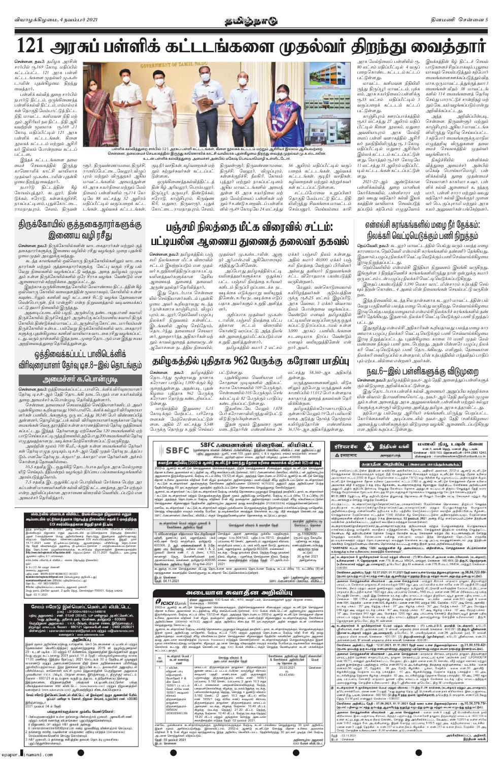# 121 அரசுப் பள்ளிக் கட்டடங்களை முதல்வர் திறந்து வைத்தார்

**சென்னை, நவ.3:** தமிழக அரசின் சார்பில் ரூ.169 கோடி மதிப்பில் கட்டப்பட்ட 121 அரசு பள்ளி கட்டடங்களை முதல்வர் மு.க. ஸ்டாலின் புதன்கிழமை திறந்து வைத்தார்.

பள்ளிக் கல்வித் துறை சார்பில் நபார்டு திட்டம், ஒருங்கிணைந்த பள்ளிக்கல்வித் திட்டம், எம்எல்ஏக்கள் தொகுதி மேம்பாட்டுத் திட்டம், மாவட்ட கனிமவள நிதி மற்றும் ஆசிரியர் நல நிதித் திட்டம் ஆகியவற்றின் மூலமாக ரூ.169.11 கோடி மதிப்பில் 121 அரசு பள்ளிக் கட்டடங்கள், கிளை நூலகக் கட்டடம் மற்றும் ஆசிரியர் இல்லம் போன்றவை கட்டப்பட்டன.

இந்தக் கட்டடங்களை தலைமைச் செயலகத்தில் இருந்து காணொலிக் காட்சி வாயிலாக முதல்வர் மு.க.ஸ்டாலின் புதன்கிழமை திறந்து வைத்தார்.

நபார்டு திட்டத்தின் கீழ் கோயம்புத்தூர், கடலூர், திண்டுக்கல், ஈரோடு, கள்ளக்குறிச்சி, நாகப்பட்டினம், புதுக்கோட்டை, ராமநாதபுரம், சேலம், திருவள்ளூர், திருவண்ணாமலை, திருச்சி, ராணிப்பேட்டை, வேலூர், விழுப்புரம் மற்றும் விருதுநகர் ஆகிய மாவட்டங்களில் அமைந்துள்ள 65 அரசு உயர்நிலை மற்றும் மேல்நிலைப் பள்ளிகளில் ரூ.114 கோடியே 88 லட்சத்து 52 ஆயிரம் மதிப்பீட்டில் வகுப்பறைக் கட்டடங்கள், ஆய்வகக் கட்டடங்கள், குடிநீர் வசதிகள், கழிவறைகள் மற்றும் சுற்றுச்சுவர் கட்டப்பட்டுள்ளன.

ஒருங்கிணைந்த கல்வித் திட்டத்தின் கீழ் அரியலூர், பெரம்பலூர், திருப்பூர், தருமபுரி, திண்டுக்கல், ஈரோடு, காஞ்சிபுரம், கிருஷ்ணகிரி, மதுரை, திருவாரூர், புதுக்கோட்டை, ராமநாதபுரம், சேலம், திருவள்ளூர், திருவண்ணாமலை, திருச்சி, வேலூர், விழுப்புரம், கள்ளக்குறிச்சி, நீலகிரி, கோயம்புத்தூர் மற்றும் நாகப்பட்டினம் ஆகிய மாவட்டங்களில் அமைந்துள்ள 45 அரசு உயர்நிலை மற்றும் மேல்நிலைப் பள்ளிகள் மற்றும் 9 நடுநிலைப் பள்ளிகளில் ரூ.49 கோடியே 24 லட்சத்து 56 ஆயிரம் மதிப்பீட்டில் வகுப்பறைக் கட்டடங்கள், ஆய்வகக் கட்டடங்கள், குடிநீர் வசதிகள், கழிவறைகள் மற்றும் சுற்றுச்சுவர் கட்டப்பட்டுள்ளன.

சட்டப்பேரவை உறுப்பினர் தொகுதி மேம்பாட்டுத் திட்டத்தின் கீழ் சிவகங்கை மாவட்டம் ... அரசு மேல்நிலைப் பள்ளியில் ரூ.80 லட்சம் மதிப்பீட்டில் 4 வகுப்பறை கொண்ட கட்டடம் கட்டப்பட்டுள்ளது.

மாவட்ட கனிமவள நிதியின் மூலம் ... ரூ.55 லட்சம் மதிப்பீட்டில் 5 வகுப்பறைகள் கட்டப்பட்டுள்ளன.

காஞ்சிபுரம் ... ரூ.63 லட்சத்து 27 ஆயிரம் மதிப்பீட்டில் கிளை நூலகக் கட்டடம் மற்றும் ஆசிரியர் இல்லம் கட்டப்பட்டுள்ளது. மொத்தம் ரூ.169 கோடியே 11 லட்சத்து 35 ஆயிரம் மதிப்பீட்டில் கட்டடங்கள் கட்டப்பட்டுள்ளன.

2021–22-ஆம் ஆண்டுக்கான பள்ளிக்கல்வித் துறை மானியக் கோரிக்கையில், பள்ளிசாரா மற்றும் வயது வந்தோர் கல்வி இயக்ககத்தின் சார்பில் கற்போம் கற்பிப்போம் இயக்கத்தின் கீழ் இச்செயல்பாடுகளைச் சிறப்பாகவும், புதுமையாகவும் செயல்படுத்தும் ... மையங்களுக்கு விருதுகள் வழங்கப்படும் என அறிவிக்கப்பட்டது.

அதன் அடிப்படையில், ... 3 கற்போர் மையங்களுக்கு மாநில அளவிலான விருதுகளை தலைமைச் செயலகத்தில் முதல்வர் வழங்கினார்.

நிகழ்ச்சியில் பள்ளிக்கல்வித் துறை அமைச்சர் அன்பில் மகேஷ் பொய்யாமொழி, தலைமைச் செயலாளர் வெ.இறையன்பு, ... உள்ளிட்டோர் கலந்து கொண்டனர்.

பள்ளிக் கல்வித்துறை சார்பில் 121 அரசுப் பள்ளி கட்டடங்கள், கிளை நூலகக் கட்டடம் மற்றும் ஆசிரியர் இல்லம் ஆகியவற்றை சென்னை, தலைமைச் செயலகத்தில் இருந்து காணொலிக் காட்சி வாயிலாக புதன்கிழமை திறந்து வைத்த முதல்வர் மு.க.ஸ்டாலின். உடன் பள்ளிக் கல்வித்துறை அமைச்சர் அன்பில் மகேஷ் பொய்யாமொழி உள்ளிட்டோர்.

## திருக்கோயில் குத்தகைதாரர்களுக்கு இணைய வழி ரசீது

**சென்னை, நவ.3:** திருக்கோயில்களின் வாடகைதாரர்கள் மற்றும் குத்தகைதாரர்களுக்கு இணைய வழியில் ரசீது வழங்கும் முறை புதன்கிழமை முதல் அமலுக்கு வந்தது.

... திருக்கோயில்களின் வாடகைதாரர்கள் மற்றும் குத்தகைதாரர்கள் மற்றும் குத்தகைதாரர்களுக்கு ... இணைய வழியில் ரசீது வழங்கும் நடைமுறை ... அறநிலையத் துறை தெரிவித்துள்ளது.

## ஒத்திவைக்கப்பட்ட பாலிடெக்னிக் விரிவுரையாளர் தேர்வு டிச.8-இல் தொடங்கும்

### அமைச்சர் க.பொன்முடி

**சென்னை, நவ.3:** ஒத்திவைக்கப்பட்ட பாலிடெக்னிக் விரிவுரையாளர் தேர்வு டிச.8-ஆம் தேதி தொடங்கி நடைபெறும் என உயர்கல்வித் துறை அமைச்சர் க.பொன்முடி தெரிவித்துள்ளார்.

... அரசு பாலிடெக்னிக் கல்லூரிகளில் 1,060 விரிவுரையாளர் பணியிடங்களுக்கு ... விண்ணப்பித்திருந்தனர். ... டிச.8-ஆம் தேதி முதல் தேர்வு நடத்தப்படும் ... என்றார் அமைச்சர் பொன்முடி.

## பஞ்சமி நிலத்தை மீட்க விரைவில் சட்டம்: பட்டியலின ஆணைய துணைத் தலைவர் தகவல்

**சென்னை, நவ.3:** தமிழகத்தில், பஞ்சமி நிலங்களை மீட்க விரைவில் சட்டம் இயற்றப்படும் என முதல்வர் உறுதியளித்திருப்பதாக பட்டியலினத்தவர்களுக்கான தேசிய ஆணையத்தின் துணைத் தலைவர் அருண் ஹல்தர் தெரிவித்தார்.

இது தொடர்பாக சென்னையில் செய்தியாளர்களிடம் அவர் கூறியது: பட்டியலினத்தவர்களுக்கான தேசிய ஆணையக் குழு கடந்த 3 நாள்களாக காஞ்சிபுரம், விழுப்புரம், ... ஆகிய மாவட்டங்களில் ஆய்வு மேற்கொண்டது. ... தமிழக முதல்வர் மு.க.ஸ்டாலினை சந்தித்துப் பேசினோம். ...

தமிழகத்தில் சுமார் 1.2 லட்சம் ஏக்கர் பஞ்சமி நிலம் உள்ளது. அதில் சுமார் 40,000 ஏக்கர் பஞ்சமி நிலத்தை மீட்க வேண்டும் ... சட்டம் இயற்றப்படும் என முதல்வர் உறுதியளித்தார் ... என்றார் அவர்.

## என்எல்சி சுரங்கங்களில் மழை நீர் தேக்கம்: நிலக்கரி வெட்டியெடுக்கும் பணி நிறுத்தம்

**நெய்வேலி, நவ.3:** கடலூர் மாவட்டத்தில் பெய்து வரும் பலத்த மழை காரணமாக, நெய்வேலி என்எல்சி சுரங்கங்களில் தண்ணீர் தேங்கியது. இதனால், பழுப்பு நிலக்கரி வெட்டியெடுக்கும் பணி செவ்வாய்க்கிழமை இரவு நிறுத்தப்பட்டது.

... சுரங்கங்களில் தேங்கிய நீரை வெளியேற்றும் பணி நடைபெற்று வருகிறது ... என்றனர்.

## தமிழகத்தில் புதிதாக 962 பேருக்கு கரோனா பாதிப்பு

**சென்னை, நவ.3:** தமிழகத்தில் தொடர்ந்து மூன்றாவது நாளாக கரோனா பாதிப்பு 1,000-க்கும் கீழ் குறைந்துள்ளது. அதன்படி, புதன்கிழமை புதிதாக 962 பேருக்கு கரோனா தொற்று உறுதி செய்யப்பட்டுள்ளது.

மாநிலத்தில் இதுவரை 5.15 கோடிக்கும் மேற்பட்ட பரிசோதனைகள் மேற்கொள்ளப்பட்டுள்ளன. ... மொத்த எண்ணிக்கை 26 லட்சத்து 98,360-ஆக அதிகரித்துள்ளது.

... 1,078 பேர் குணமடைந்து வீடு திரும்பினர். ... 11,012 பேர் சிகிச்சையில் உள்ளனர். ... உயிரிழந்தோர் எண்ணிக்கை 36,176-ஆக அதிகரித்துள்ளது.

## நவ.6-இல் பள்ளிகளுக்கு விடுமுறை

**சென்னை, நவ.3:** தமிழகத்தில் நவ.6-ஆம் தேதி அனைத்துப் பள்ளிகளுக்கும் விடுமுறை அறிவிக்கப்பட்டுள்ளது.

இது தொடர்பாக பள்ளிக் கல்வி ஆணையர் ... தீபாவளி பண்டிகையை முன்னிட்டு நவ.5-ஆம் தேதி தமிழகம் முழுவதும் ... விடுமுறை ... நவ.6-ஆம் தேதி (சனிக்கிழமை) அனைத்துப் பள்ளிகளுக்கும் ... விடுமுறை அளிக்கப்படுகிறது ... என தெரிவிக்கப்பட்டுள்ளது.

**SBFC** எஸ்பிஎஃப்சி ஃபைனான்ஸ் பிரைவேட் லிமிடெட்

சுவாதீன அறிவிப்பு (2002-ம் ஆண்டு சட்டத்தின் விதி 8(1)-ன் படி)

**இந்தியன் வங்கி** — சுவாதீன அறிவிப்பு (அசையா சொத்துக்களுக்கு)

**ICICI Bank** — அடையாள சுவாதீன அறிவிப்பு

**சேலம் ஈரோடு இன்வெஸ்ட்மென்ட்ஸ் லிமிடெட்**